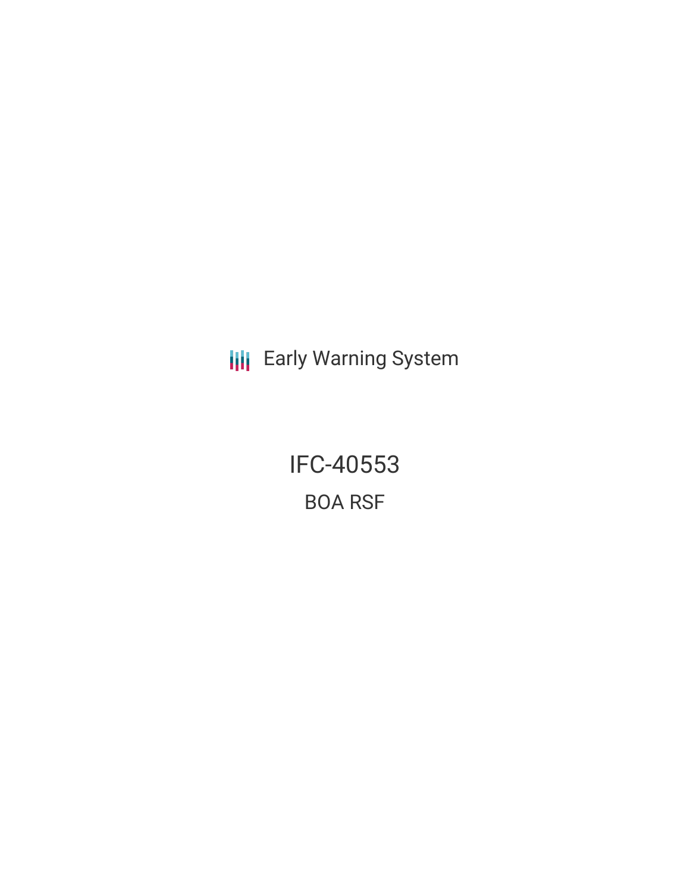Early Warning System

# IFC-40553

## BOA RSF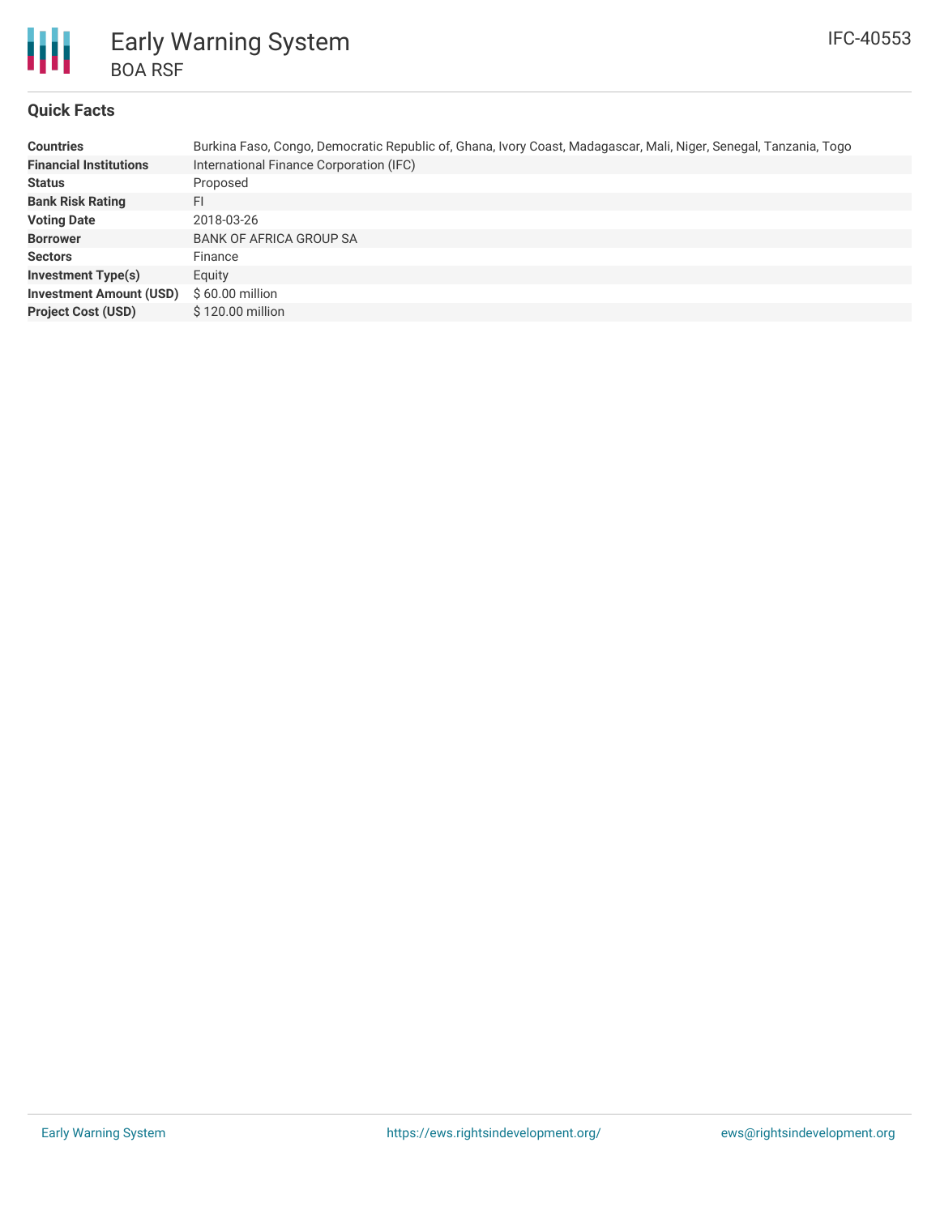# Early Warning System

## BOA RSF

IFC-40553

### Quick Facts

| | |
|---|---|
| **Countries** | Burkina Faso, Congo, Democratic Republic of, Ghana, Ivory Coast, Madagascar, Mali, Niger, Senegal, Tanzania, Togo |
| **Financial Institutions** | International Finance Corporation (IFC) |
| **Status** | Proposed |
| **Bank Risk Rating** | FI |
| **Voting Date** | 2018-03-26 |
| **Borrower** | BANK OF AFRICA GROUP SA |
| **Sectors** | Finance |
| **Investment Type(s)** | Equity |
| **Investment Amount (USD)** | $ 60.00 million |
| **Project Cost (USD)** | $ 120.00 million |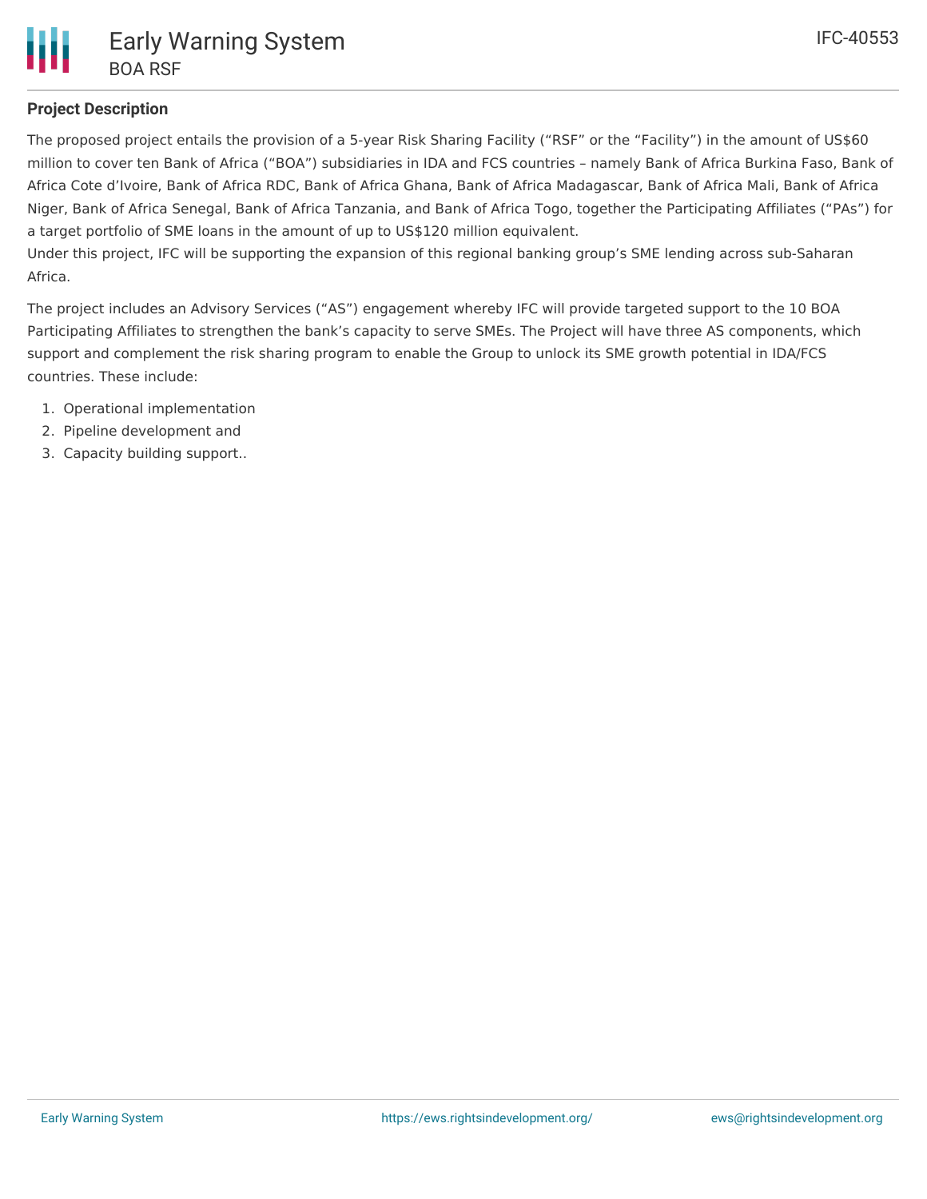## Project Description

The proposed project entails the provision of a 5-year Risk Sharing Facility ("RSF" or the "Facility") in the amount of US$60 million to cover ten Bank of Africa ("BOA") subsidiaries in IDA and FCS countries – namely Bank of Africa Burkina Faso, Bank of Africa Cote d'Ivoire, Bank of Africa RDC, Bank of Africa Ghana, Bank of Africa Madagascar, Bank of Africa Mali, Bank of Africa Niger, Bank of Africa Senegal, Bank of Africa Tanzania, and Bank of Africa Togo, together the Participating Affiliates ("PAs") for a target portfolio of SME loans in the amount of up to US$120 million equivalent.
Under this project, IFC will be supporting the expansion of this regional banking group's SME lending across sub-Saharan Africa.

The project includes an Advisory Services ("AS") engagement whereby IFC will provide targeted support to the 10 BOA Participating Affiliates to strengthen the bank's capacity to serve SMEs. The Project will have three AS components, which support and complement the risk sharing program to enable the Group to unlock its SME growth potential in IDA/FCS countries. These include:

1. Operational implementation
2. Pipeline development and
3. Capacity building support..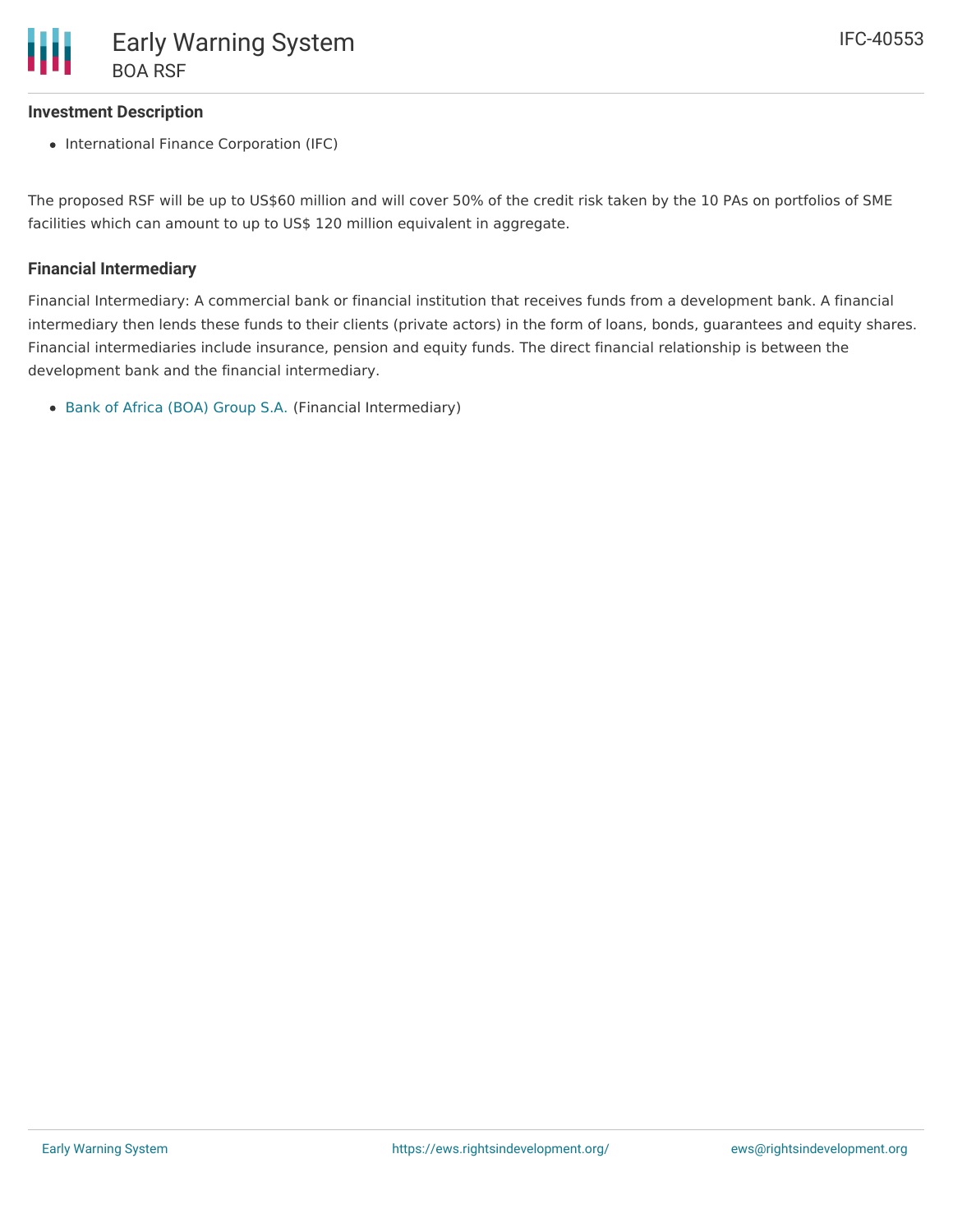### Investment Description

- International Finance Corporation (IFC)

The proposed RSF will be up to US$60 million and will cover 50% of the credit risk taken by the 10 PAs on portfolios of SME facilities which can amount to up to US$ 120 million equivalent in aggregate.

### Financial Intermediary

Financial Intermediary: A commercial bank or financial institution that receives funds from a development bank. A financial intermediary then lends these funds to their clients (private actors) in the form of loans, bonds, guarantees and equity shares. Financial intermediaries include insurance, pension and equity funds. The direct financial relationship is between the development bank and the financial intermediary.

- Bank of Africa (BOA) Group S.A. (Financial Intermediary)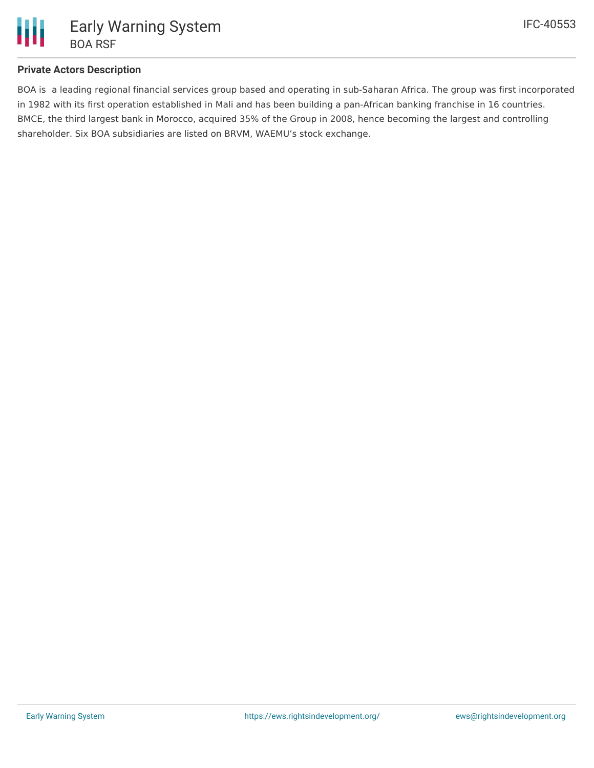### Private Actors Description

BOA is  a leading regional financial services group based and operating in sub-Saharan Africa. The group was first incorporated in 1982 with its first operation established in Mali and has been building a pan-African banking franchise in 16 countries. BMCE, the third largest bank in Morocco, acquired 35% of the Group in 2008, hence becoming the largest and controlling shareholder. Six BOA subsidiaries are listed on BRVM, WAEMU's stock exchange.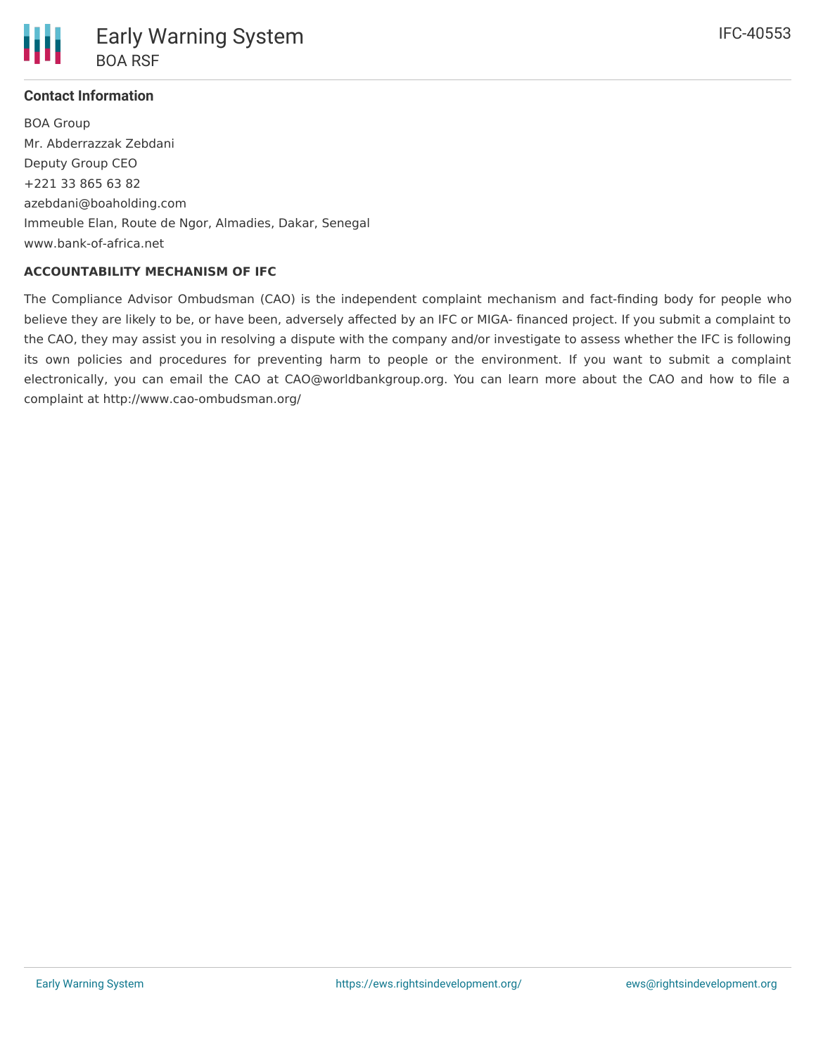### Contact Information

BOA Group
Mr. Abderrazzak Zebdani
Deputy Group CEO
+221 33 865 63 82
azebdani@boaholding.com
Immeuble Elan, Route de Ngor, Almadies, Dakar, Senegal
www.bank-of-africa.net

**ACCOUNTABILITY MECHANISM OF IFC**

The Compliance Advisor Ombudsman (CAO) is the independent complaint mechanism and fact-finding body for people who believe they are likely to be, or have been, adversely affected by an IFC or MIGA- financed project. If you submit a complaint to the CAO, they may assist you in resolving a dispute with the company and/or investigate to assess whether the IFC is following its own policies and procedures for preventing harm to people or the environment. If you want to submit a complaint electronically, you can email the CAO at CAO@worldbankgroup.org. You can learn more about the CAO and how to file a complaint at http://www.cao-ombudsman.org/